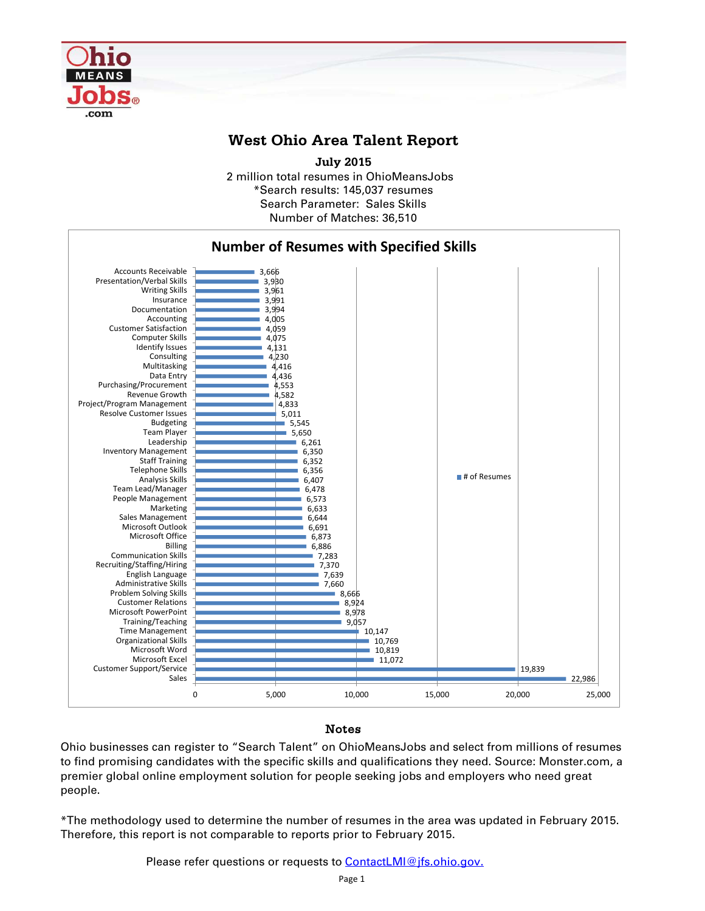# West Ohio Area Talent Report

**July 2015**

2 million total resumes in OhioMeansJobs
*Search results: 145,037 resumes
Search Parameter: Sales Skills
Number of Matches: 36,510

## Number of Resumes with Specified Skills

| Skill | # of Resumes |
|---|---|
| Accounts Receivable | 3,666 |
| Presentation/Verbal Skills | 3,930 |
| Writing Skills | 3,961 |
| Insurance | 3,991 |
| Documentation | 3,994 |
| Accounting | 4,005 |
| Customer Satisfaction | 4,059 |
| Computer Skills | 4,075 |
| Identify Issues | 4,131 |
| Consulting | 4,230 |
| Multitasking | 4,416 |
| Data Entry | 4,436 |
| Purchasing/Procurement | 4,553 |
| Revenue Growth | 4,582 |
| Project/Program Management | 4,833 |
| Resolve Customer Issues | 5,011 |
| Budgeting | 5,545 |
| Team Player | 5,650 |
| Leadership | 6,261 |
| Inventory Management | 6,350 |
| Staff Training | 6,352 |
| Telephone Skills | 6,356 |
| Analysis Skills | 6,407 |
| Team Lead/Manager | 6,478 |
| People Management | 6,573 |
| Marketing | 6,633 |
| Sales Management | 6,644 |
| Microsoft Outlook | 6,691 |
| Microsoft Office | 6,873 |
| Billing | 6,886 |
| Communication Skills | 7,283 |
| Recruiting/Staffing/Hiring | 7,370 |
| English Language | 7,639 |
| Administrative Skills | 7,660 |
| Problem Solving Skills | 8,666 |
| Customer Relations | 8,924 |
| Microsoft PowerPoint | 8,978 |
| Training/Teaching | 9,057 |
| Time Management | 10,147 |
| Organizational Skills | 10,769 |
| Microsoft Word | 10,819 |
| Microsoft Excel | 11,072 |
| Customer Support/Service | 19,839 |
| Sales | 22,986 |

### Notes

Ohio businesses can register to "Search Talent" on OhioMeansJobs and select from millions of resumes to find promising candidates with the specific skills and qualifications they need. Source: Monster.com, a premier global online employment solution for people seeking jobs and employers who need great people.

*The methodology used to determine the number of resumes in the area was updated in February 2015. Therefore, this report is not comparable to reports prior to February 2015.

Please refer questions or requests to ContactLMI@jfs.ohio.gov.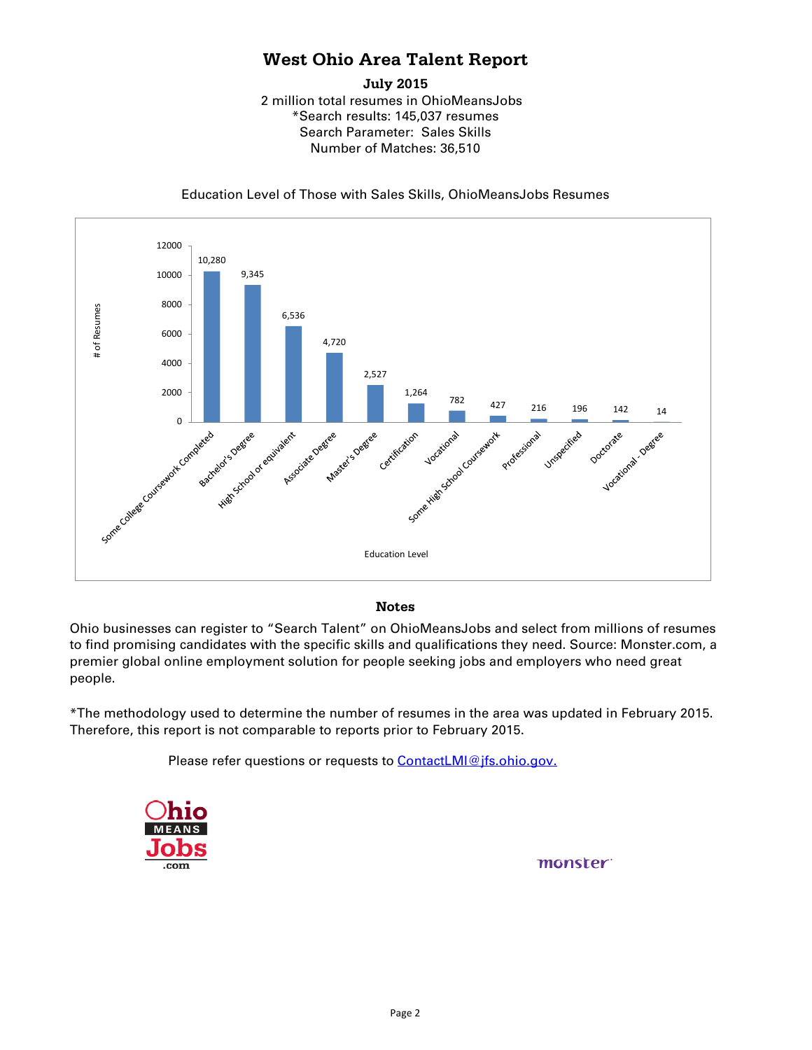# West Ohio Area Talent Report

**July 2015**

2 million total resumes in OhioMeansJobs
*Search results: 145,037 resumes
Search Parameter: Sales Skills
Number of Matches: 36,510

Education Level of Those with Sales Skills, OhioMeansJobs Resumes

# of Resumes

12000
10000
8000
6000
4000
2000
0

Some College Coursework Completed 10,280
Bachelor's Degree 9,345
High School or equivalent 6,536
Associate Degree 4,720
Master's Degree 2,527
Certification 1,264
Vocational 782
Some High School Coursework 427
Professional 216
Unspecified 196
Doctorate 142
Vocational - Degree 14

Education Level

## Notes

Ohio businesses can register to "Search Talent" on OhioMeansJobs and select from millions of resumes to find promising candidates with the specific skills and qualifications they need. Source: Monster.com, a premier global online employment solution for people seeking jobs and employers who need great people.

*The methodology used to determine the number of resumes in the area was updated in February 2015. Therefore, this report is not comparable to reports prior to February 2015.

Please refer questions or requests to [ContactLMI@jfs.ohio.gov.](mailto:ContactLMI@jfs.ohio.gov)

Ohio MEANS Jobs .com

monster